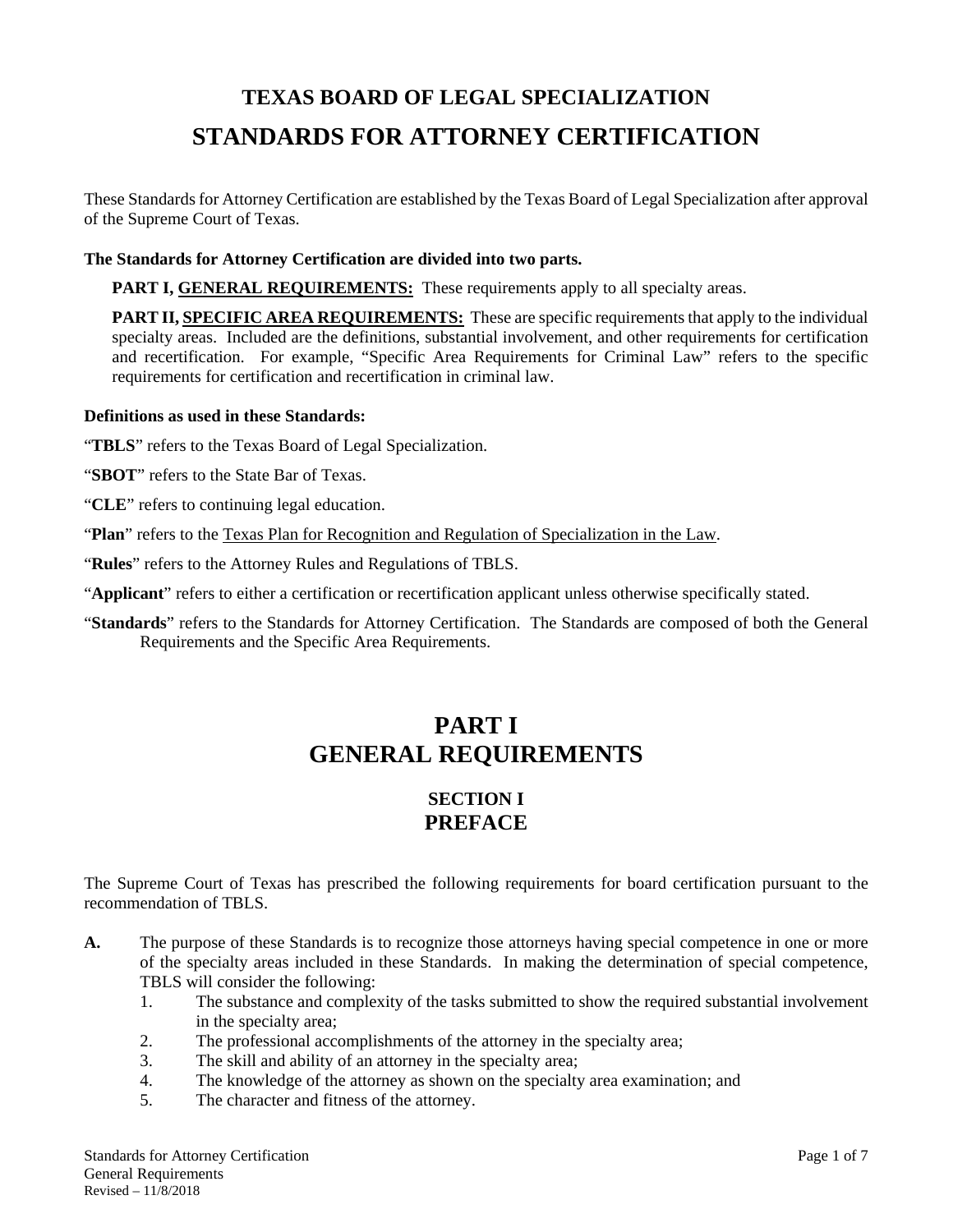# TEXAS BOARD OF LEGAL SPECIALIZATION

# STANDARDS FOR ATTORNEY CERTIFICATION

These Standards for Attorney Certification are established by the Texas Board of Legal Specialization after approval of the Supreme Court of Texas.

**The Standards for Attorney Certification are divided into two parts.**

**PART I, GENERAL REQUIREMENTS:** These requirements apply to all specialty areas.

**PART II, SPECIFIC AREA REQUIREMENTS:** These are specific requirements that apply to the individual specialty areas. Included are the definitions, substantial involvement, and other requirements for certification and recertification. For example, "Specific Area Requirements for Criminal Law" refers to the specific requirements for certification and recertification in criminal law.

**Definitions as used in these Standards:**

"**TBLS**" refers to the Texas Board of Legal Specialization.

"**SBOT**" refers to the State Bar of Texas.

"**CLE**" refers to continuing legal education.

"**Plan**" refers to the Texas Plan for Recognition and Regulation of Specialization in the Law.

"**Rules**" refers to the Attorney Rules and Regulations of TBLS.

"**Applicant**" refers to either a certification or recertification applicant unless otherwise specifically stated.

"**Standards**" refers to the Standards for Attorney Certification. The Standards are composed of both the General Requirements and the Specific Area Requirements.

# PART I
# GENERAL REQUIREMENTS

## SECTION I
## PREFACE

The Supreme Court of Texas has prescribed the following requirements for board certification pursuant to the recommendation of TBLS.

**A.** The purpose of these Standards is to recognize those attorneys having special competence in one or more of the specialty areas included in these Standards. In making the determination of special competence, TBLS will consider the following:

1. The substance and complexity of the tasks submitted to show the required substantial involvement in the specialty area;
2. The professional accomplishments of the attorney in the specialty area;
3. The skill and ability of an attorney in the specialty area;
4. The knowledge of the attorney as shown on the specialty area examination; and
5. The character and fitness of the attorney.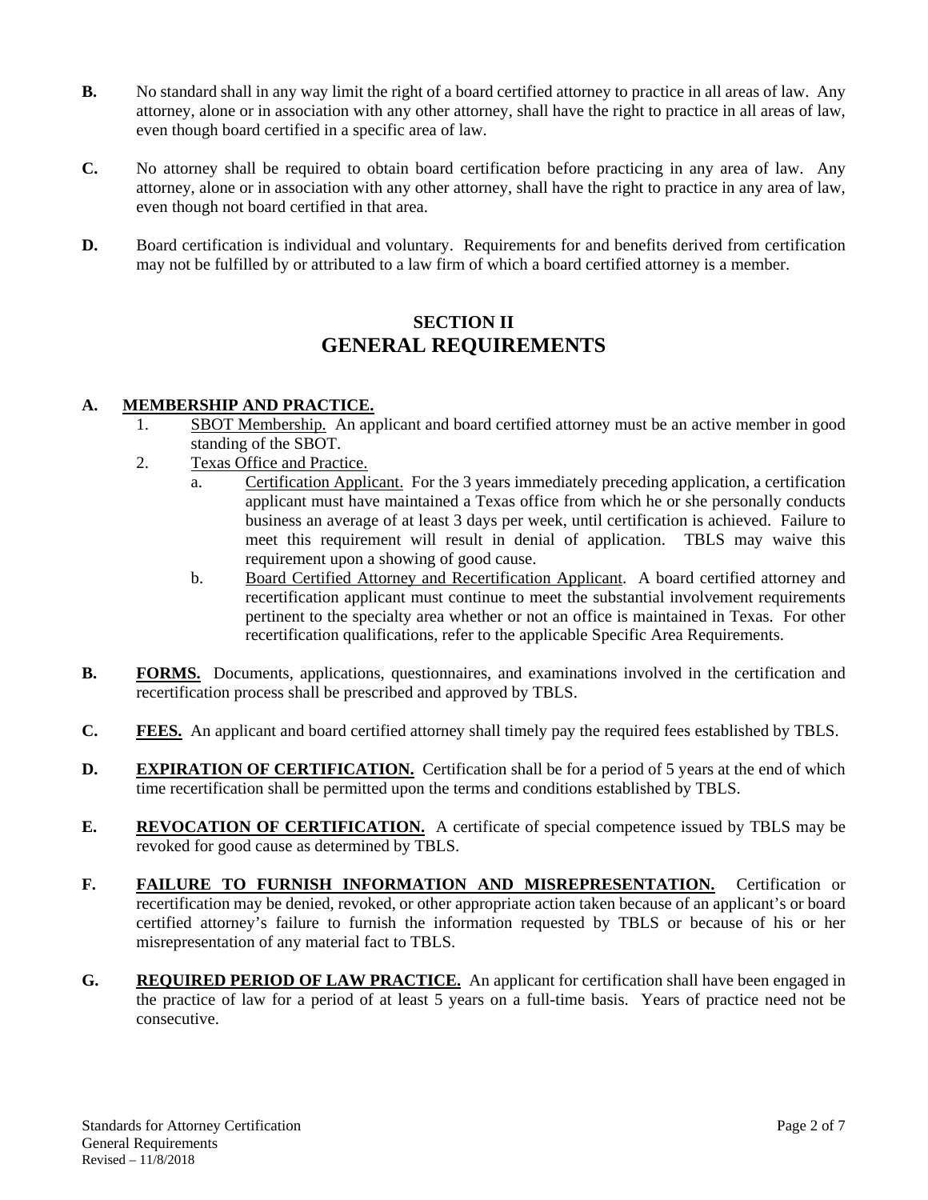**B.** No standard shall in any way limit the right of a board certified attorney to practice in all areas of law. Any attorney, alone or in association with any other attorney, shall have the right to practice in all areas of law, even though board certified in a specific area of law.

**C.** No attorney shall be required to obtain board certification before practicing in any area of law. Any attorney, alone or in association with any other attorney, shall have the right to practice in any area of law, even though not board certified in that area.

**D.** Board certification is individual and voluntary. Requirements for and benefits derived from certification may not be fulfilled by or attributed to a law firm of which a board certified attorney is a member.

## SECTION II
## GENERAL REQUIREMENTS

**A. MEMBERSHIP AND PRACTICE.**

1. SBOT Membership. An applicant and board certified attorney must be an active member in good standing of the SBOT.
2. Texas Office and Practice.
   a. Certification Applicant. For the 3 years immediately preceding application, a certification applicant must have maintained a Texas office from which he or she personally conducts business an average of at least 3 days per week, until certification is achieved. Failure to meet this requirement will result in denial of application. TBLS may waive this requirement upon a showing of good cause.
   b. Board Certified Attorney and Recertification Applicant. A board certified attorney and recertification applicant must continue to meet the substantial involvement requirements pertinent to the specialty area whether or not an office is maintained in Texas. For other recertification qualifications, refer to the applicable Specific Area Requirements.

**B. FORMS.** Documents, applications, questionnaires, and examinations involved in the certification and recertification process shall be prescribed and approved by TBLS.

**C. FEES.** An applicant and board certified attorney shall timely pay the required fees established by TBLS.

**D. EXPIRATION OF CERTIFICATION.** Certification shall be for a period of 5 years at the end of which time recertification shall be permitted upon the terms and conditions established by TBLS.

**E. REVOCATION OF CERTIFICATION.** A certificate of special competence issued by TBLS may be revoked for good cause as determined by TBLS.

**F. FAILURE TO FURNISH INFORMATION AND MISREPRESENTATION.** Certification or recertification may be denied, revoked, or other appropriate action taken because of an applicant's or board certified attorney's failure to furnish the information requested by TBLS or because of his or her misrepresentation of any material fact to TBLS.

**G. REQUIRED PERIOD OF LAW PRACTICE.** An applicant for certification shall have been engaged in the practice of law for a period of at least 5 years on a full-time basis. Years of practice need not be consecutive.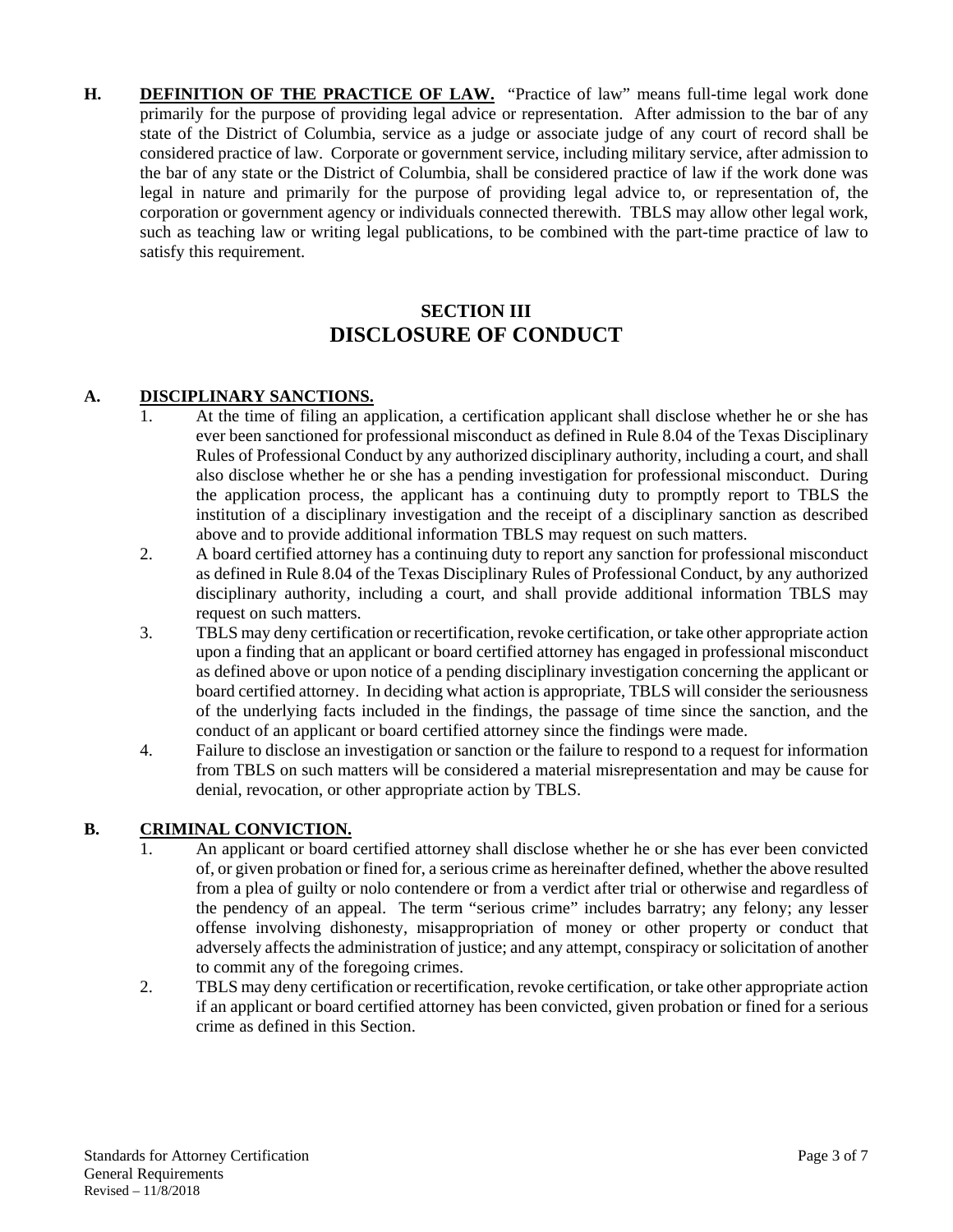**H. DEFINITION OF THE PRACTICE OF LAW.** "Practice of law" means full-time legal work done primarily for the purpose of providing legal advice or representation. After admission to the bar of any state of the District of Columbia, service as a judge or associate judge of any court of record shall be considered practice of law. Corporate or government service, including military service, after admission to the bar of any state or the District of Columbia, shall be considered practice of law if the work done was legal in nature and primarily for the purpose of providing legal advice to, or representation of, the corporation or government agency or individuals connected therewith. TBLS may allow other legal work, such as teaching law or writing legal publications, to be combined with the part-time practice of law to satisfy this requirement.

## SECTION III
## DISCLOSURE OF CONDUCT

**A. DISCIPLINARY SANCTIONS.**

1. At the time of filing an application, a certification applicant shall disclose whether he or she has ever been sanctioned for professional misconduct as defined in Rule 8.04 of the Texas Disciplinary Rules of Professional Conduct by any authorized disciplinary authority, including a court, and shall also disclose whether he or she has a pending investigation for professional misconduct. During the application process, the applicant has a continuing duty to promptly report to TBLS the institution of a disciplinary investigation and the receipt of a disciplinary sanction as described above and to provide additional information TBLS may request on such matters.
2. A board certified attorney has a continuing duty to report any sanction for professional misconduct as defined in Rule 8.04 of the Texas Disciplinary Rules of Professional Conduct, by any authorized disciplinary authority, including a court, and shall provide additional information TBLS may request on such matters.
3. TBLS may deny certification or recertification, revoke certification, or take other appropriate action upon a finding that an applicant or board certified attorney has engaged in professional misconduct as defined above or upon notice of a pending disciplinary investigation concerning the applicant or board certified attorney. In deciding what action is appropriate, TBLS will consider the seriousness of the underlying facts included in the findings, the passage of time since the sanction, and the conduct of an applicant or board certified attorney since the findings were made.
4. Failure to disclose an investigation or sanction or the failure to respond to a request for information from TBLS on such matters will be considered a material misrepresentation and may be cause for denial, revocation, or other appropriate action by TBLS.

**B. CRIMINAL CONVICTION.**

1. An applicant or board certified attorney shall disclose whether he or she has ever been convicted of, or given probation or fined for, a serious crime as hereinafter defined, whether the above resulted from a plea of guilty or nolo contendere or from a verdict after trial or otherwise and regardless of the pendency of an appeal. The term "serious crime" includes barratry; any felony; any lesser offense involving dishonesty, misappropriation of money or other property or conduct that adversely affects the administration of justice; and any attempt, conspiracy or solicitation of another to commit any of the foregoing crimes.
2. TBLS may deny certification or recertification, revoke certification, or take other appropriate action if an applicant or board certified attorney has been convicted, given probation or fined for a serious crime as defined in this Section.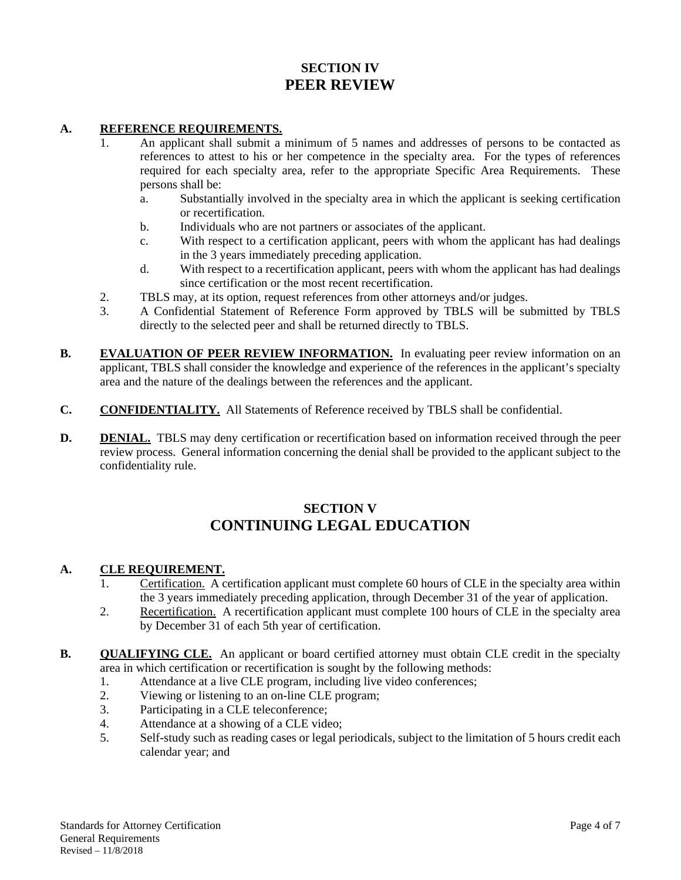## SECTION IV
# PEER REVIEW

**A. <u>REFERENCE REQUIREMENTS.</u>**

1. An applicant shall submit a minimum of 5 names and addresses of persons to be contacted as references to attest to his or her competence in the specialty area. For the types of references required for each specialty area, refer to the appropriate Specific Area Requirements. These persons shall be:
   a. Substantially involved in the specialty area in which the applicant is seeking certification or recertification.
   b. Individuals who are not partners or associates of the applicant.
   c. With respect to a certification applicant, peers with whom the applicant has had dealings in the 3 years immediately preceding application.
   d. With respect to a recertification applicant, peers with whom the applicant has had dealings since certification or the most recent recertification.
2. TBLS may, at its option, request references from other attorneys and/or judges.
3. A Confidential Statement of Reference Form approved by TBLS will be submitted by TBLS directly to the selected peer and shall be returned directly to TBLS.

**B. <u>EVALUATION OF PEER REVIEW INFORMATION.</u>** In evaluating peer review information on an applicant, TBLS shall consider the knowledge and experience of the references in the applicant's specialty area and the nature of the dealings between the references and the applicant.

**C. <u>CONFIDENTIALITY.</u>** All Statements of Reference received by TBLS shall be confidential.

**D. <u>DENIAL.</u>** TBLS may deny certification or recertification based on information received through the peer review process. General information concerning the denial shall be provided to the applicant subject to the confidentiality rule.

## SECTION V
# CONTINUING LEGAL EDUCATION

**A. <u>CLE REQUIREMENT.</u>**

1. <u>Certification.</u> A certification applicant must complete 60 hours of CLE in the specialty area within the 3 years immediately preceding application, through December 31 of the year of application.
2. <u>Recertification.</u> A recertification applicant must complete 100 hours of CLE in the specialty area by December 31 of each 5th year of certification.

**B. <u>QUALIFYING CLE.</u>** An applicant or board certified attorney must obtain CLE credit in the specialty area in which certification or recertification is sought by the following methods:

1. Attendance at a live CLE program, including live video conferences;
2. Viewing or listening to an on-line CLE program;
3. Participating in a CLE teleconference;
4. Attendance at a showing of a CLE video;
5. Self-study such as reading cases or legal periodicals, subject to the limitation of 5 hours credit each calendar year; and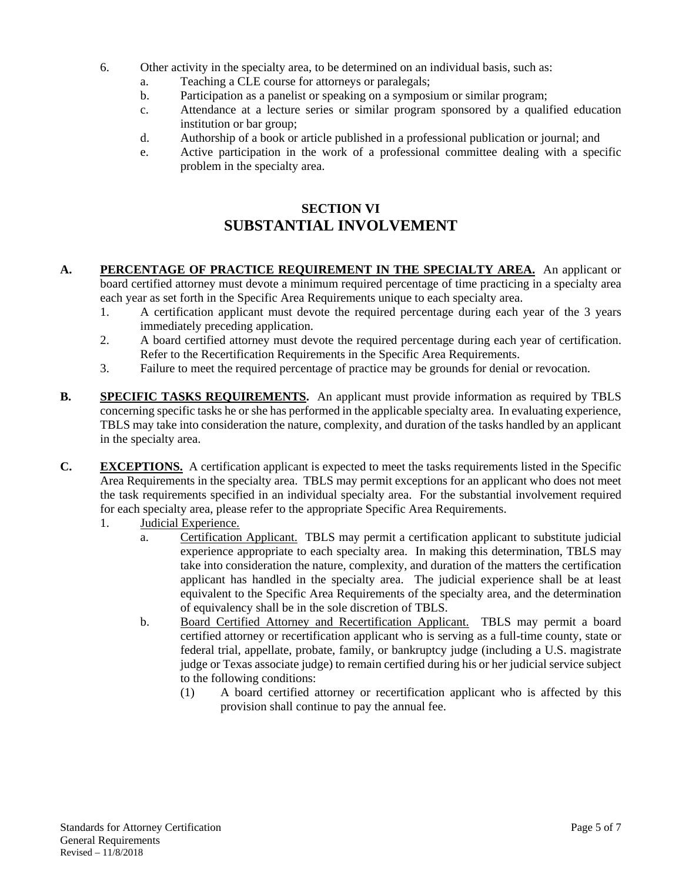6. Other activity in the specialty area, to be determined on an individual basis, such as:
   a. Teaching a CLE course for attorneys or paralegals;
   b. Participation as a panelist or speaking on a symposium or similar program;
   c. Attendance at a lecture series or similar program sponsored by a qualified education institution or bar group;
   d. Authorship of a book or article published in a professional publication or journal; and
   e. Active participation in the work of a professional committee dealing with a specific problem in the specialty area.

## SECTION VI
## SUBSTANTIAL INVOLVEMENT

**A. <u>PERCENTAGE OF PRACTICE REQUIREMENT IN THE SPECIALTY AREA.</u>** An applicant or board certified attorney must devote a minimum required percentage of time practicing in a specialty area each year as set forth in the Specific Area Requirements unique to each specialty area.

1. A certification applicant must devote the required percentage during each year of the 3 years immediately preceding application.
2. A board certified attorney must devote the required percentage during each year of certification. Refer to the Recertification Requirements in the Specific Area Requirements.
3. Failure to meet the required percentage of practice may be grounds for denial or revocation.

**B. <u>SPECIFIC TASKS REQUIREMENTS</u>.** An applicant must provide information as required by TBLS concerning specific tasks he or she has performed in the applicable specialty area. In evaluating experience, TBLS may take into consideration the nature, complexity, and duration of the tasks handled by an applicant in the specialty area.

**C. <u>EXCEPTIONS.</u>** A certification applicant is expected to meet the tasks requirements listed in the Specific Area Requirements in the specialty area. TBLS may permit exceptions for an applicant who does not meet the task requirements specified in an individual specialty area. For the substantial involvement required for each specialty area, please refer to the appropriate Specific Area Requirements.

1. <u>Judicial Experience.</u>
   a. <u>Certification Applicant.</u> TBLS may permit a certification applicant to substitute judicial experience appropriate to each specialty area. In making this determination, TBLS may take into consideration the nature, complexity, and duration of the matters the certification applicant has handled in the specialty area. The judicial experience shall be at least equivalent to the Specific Area Requirements of the specialty area, and the determination of equivalency shall be in the sole discretion of TBLS.
   b. <u>Board Certified Attorney and Recertification Applicant.</u> TBLS may permit a board certified attorney or recertification applicant who is serving as a full-time county, state or federal trial, appellate, probate, family, or bankruptcy judge (including a U.S. magistrate judge or Texas associate judge) to remain certified during his or her judicial service subject to the following conditions:
      (1) A board certified attorney or recertification applicant who is affected by this provision shall continue to pay the annual fee.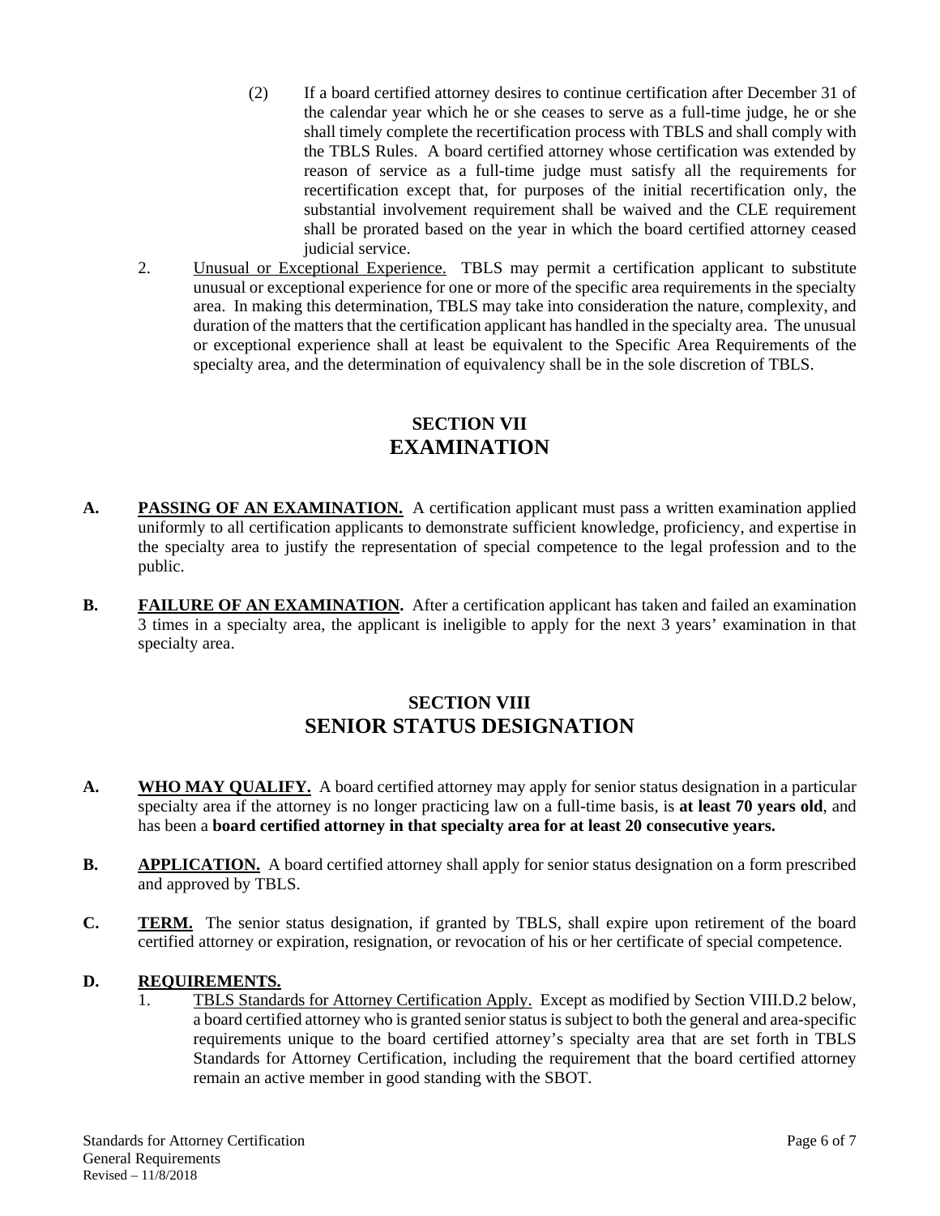(2) If a board certified attorney desires to continue certification after December 31 of the calendar year which he or she ceases to serve as a full-time judge, he or she shall timely complete the recertification process with TBLS and shall comply with the TBLS Rules. A board certified attorney whose certification was extended by reason of service as a full-time judge must satisfy all the requirements for recertification except that, for purposes of the initial recertification only, the substantial involvement requirement shall be waived and the CLE requirement shall be prorated based on the year in which the board certified attorney ceased judicial service.

2. Unusual or Exceptional Experience. TBLS may permit a certification applicant to substitute unusual or exceptional experience for one or more of the specific area requirements in the specialty area. In making this determination, TBLS may take into consideration the nature, complexity, and duration of the matters that the certification applicant has handled in the specialty area. The unusual or exceptional experience shall at least be equivalent to the Specific Area Requirements of the specialty area, and the determination of equivalency shall be in the sole discretion of TBLS.

## SECTION VII
## EXAMINATION

**A. PASSING OF AN EXAMINATION.** A certification applicant must pass a written examination applied uniformly to all certification applicants to demonstrate sufficient knowledge, proficiency, and expertise in the specialty area to justify the representation of special competence to the legal profession and to the public.

**B. FAILURE OF AN EXAMINATION.** After a certification applicant has taken and failed an examination 3 times in a specialty area, the applicant is ineligible to apply for the next 3 years' examination in that specialty area.

## SECTION VIII
## SENIOR STATUS DESIGNATION

**A. WHO MAY QUALIFY.** A board certified attorney may apply for senior status designation in a particular specialty area if the attorney is no longer practicing law on a full-time basis, is **at least 70 years old**, and has been a **board certified attorney in that specialty area for at least 20 consecutive years.**

**B. APPLICATION.** A board certified attorney shall apply for senior status designation on a form prescribed and approved by TBLS.

**C. TERM.** The senior status designation, if granted by TBLS, shall expire upon retirement of the board certified attorney or expiration, resignation, or revocation of his or her certificate of special competence.

**D. REQUIREMENTS.**

1. TBLS Standards for Attorney Certification Apply. Except as modified by Section VIII.D.2 below, a board certified attorney who is granted senior status is subject to both the general and area-specific requirements unique to the board certified attorney's specialty area that are set forth in TBLS Standards for Attorney Certification, including the requirement that the board certified attorney remain an active member in good standing with the SBOT.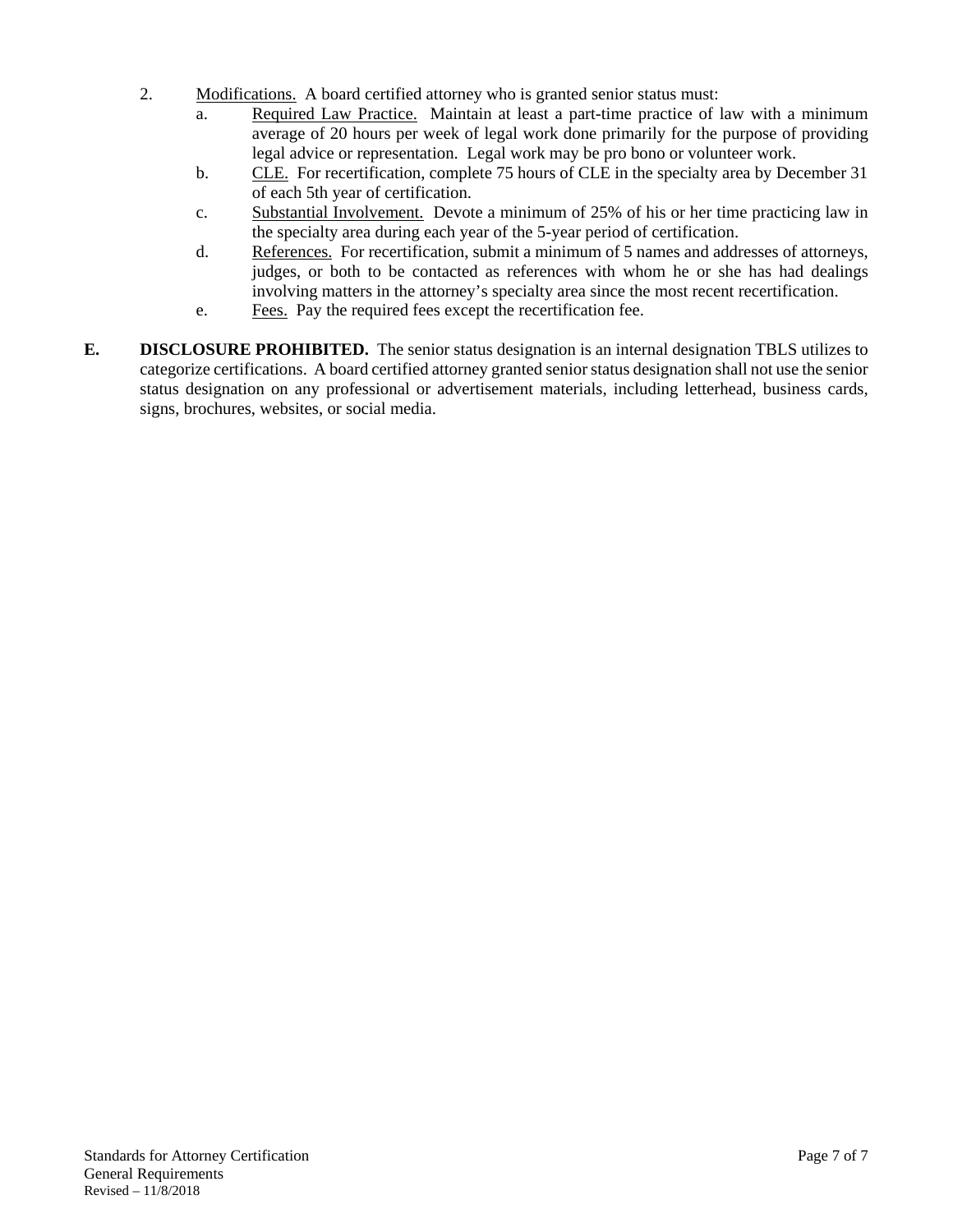2. Modifications. A board certified attorney who is granted senior status must:
   a. Required Law Practice. Maintain at least a part-time practice of law with a minimum average of 20 hours per week of legal work done primarily for the purpose of providing legal advice or representation. Legal work may be pro bono or volunteer work.
   b. CLE. For recertification, complete 75 hours of CLE in the specialty area by December 31 of each 5th year of certification.
   c. Substantial Involvement. Devote a minimum of 25% of his or her time practicing law in the specialty area during each year of the 5-year period of certification.
   d. References. For recertification, submit a minimum of 5 names and addresses of attorneys, judges, or both to be contacted as references with whom he or she has had dealings involving matters in the attorney's specialty area since the most recent recertification.
   e. Fees. Pay the required fees except the recertification fee.

**E. DISCLOSURE PROHIBITED.** The senior status designation is an internal designation TBLS utilizes to categorize certifications. A board certified attorney granted senior status designation shall not use the senior status designation on any professional or advertisement materials, including letterhead, business cards, signs, brochures, websites, or social media.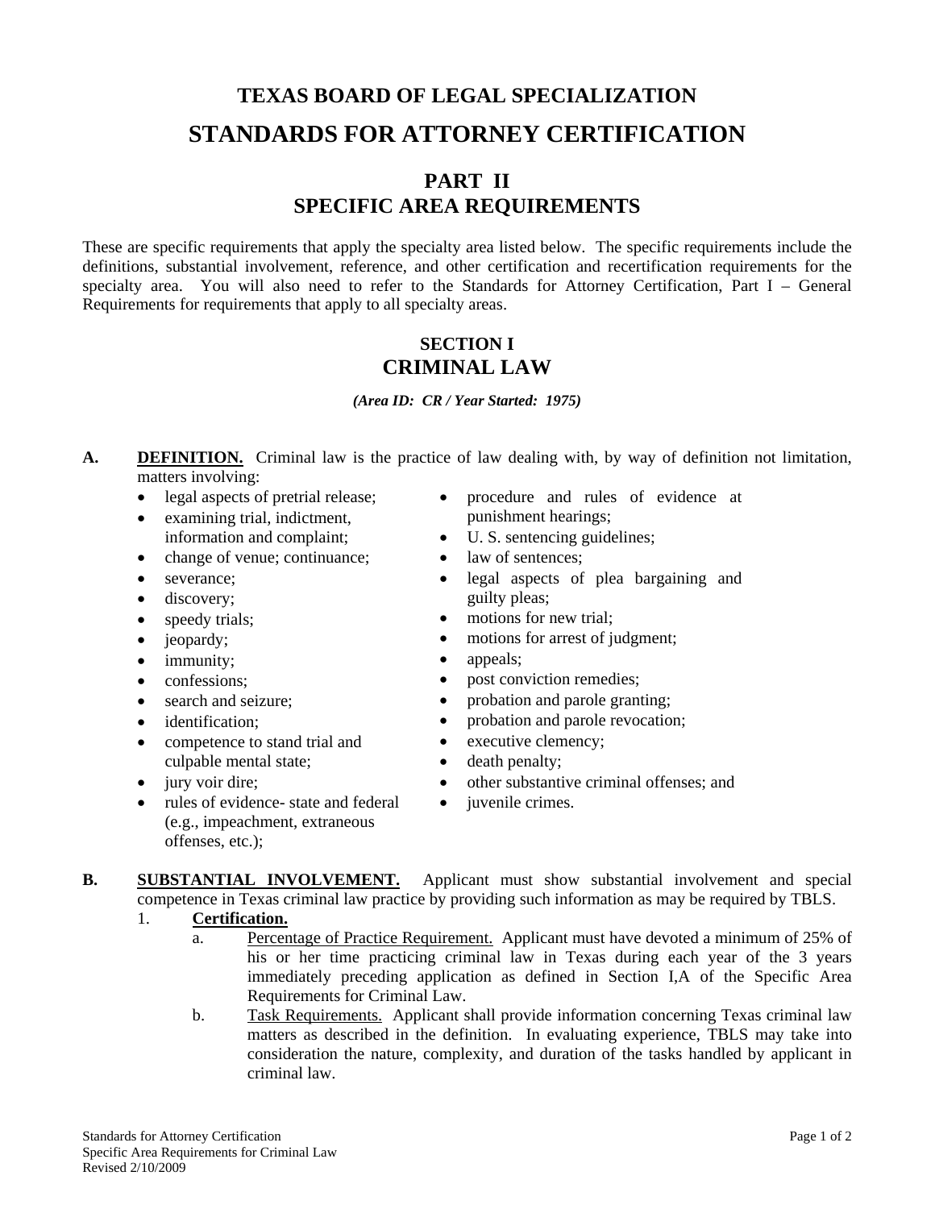# TEXAS BOARD OF LEGAL SPECIALIZATION

# STANDARDS FOR ATTORNEY CERTIFICATION

## PART II
## SPECIFIC AREA REQUIREMENTS

These are specific requirements that apply the specialty area listed below. The specific requirements include the definitions, substantial involvement, reference, and other certification and recertification requirements for the specialty area. You will also need to refer to the Standards for Attorney Certification, Part I – General Requirements for requirements that apply to all specialty areas.

## SECTION I
## CRIMINAL LAW

*(Area ID: CR / Year Started: 1975)*

**A. <u>DEFINITION.</u>** Criminal law is the practice of law dealing with, by way of definition not limitation, matters involving:

- legal aspects of pretrial release;
- examining trial, indictment, information and complaint;
- change of venue; continuance;
- severance;
- discovery;
- speedy trials;
- jeopardy;
- immunity;
- confessions;
- search and seizure;
- identification;
- competence to stand trial and culpable mental state;
- jury voir dire;
- rules of evidence- state and federal (e.g., impeachment, extraneous offenses, etc.);
- procedure and rules of evidence at punishment hearings;
- U. S. sentencing guidelines;
- law of sentences;
- legal aspects of plea bargaining and guilty pleas;
- motions for new trial;
- motions for arrest of judgment;
- appeals;
- post conviction remedies;
- probation and parole granting;
- probation and parole revocation;
- executive clemency;
- death penalty;
- other substantive criminal offenses; and
- juvenile crimes.

**B. <u>SUBSTANTIAL INVOLVEMENT.</u>** Applicant must show substantial involvement and special competence in Texas criminal law practice by providing such information as may be required by TBLS.

1. **<u>Certification.</u>**
   a. <u>Percentage of Practice Requirement.</u> Applicant must have devoted a minimum of 25% of his or her time practicing criminal law in Texas during each year of the 3 years immediately preceding application as defined in Section I,A of the Specific Area Requirements for Criminal Law.
   b. <u>Task Requirements.</u> Applicant shall provide information concerning Texas criminal law matters as described in the definition. In evaluating experience, TBLS may take into consideration the nature, complexity, and duration of the tasks handled by applicant in criminal law.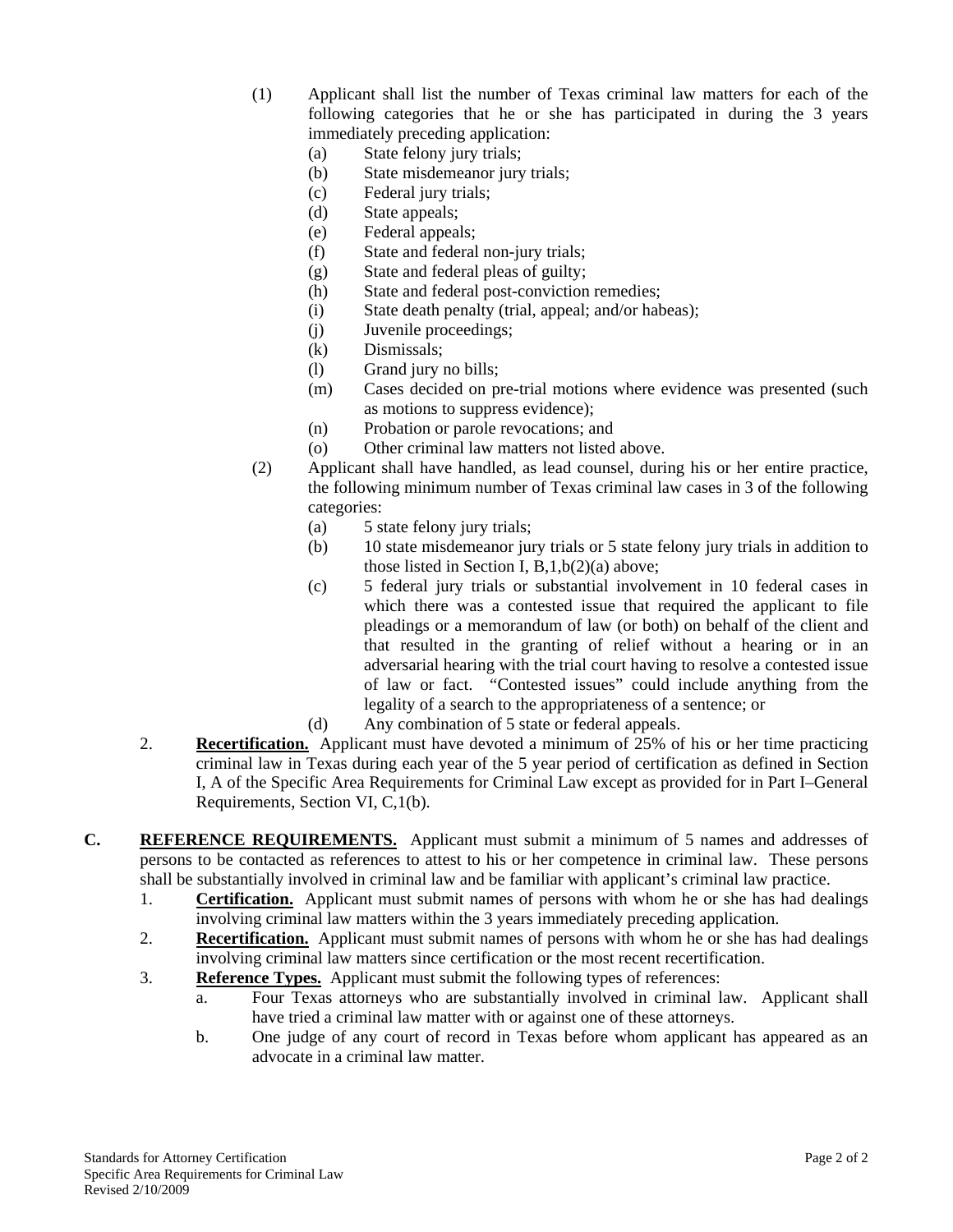(1) Applicant shall list the number of Texas criminal law matters for each of the following categories that he or she has participated in during the 3 years immediately preceding application:
   (a) State felony jury trials;
   (b) State misdemeanor jury trials;
   (c) Federal jury trials;
   (d) State appeals;
   (e) Federal appeals;
   (f) State and federal non-jury trials;
   (g) State and federal pleas of guilty;
   (h) State and federal post-conviction remedies;
   (i) State death penalty (trial, appeal; and/or habeas);
   (j) Juvenile proceedings;
   (k) Dismissals;
   (l) Grand jury no bills;
   (m) Cases decided on pre-trial motions where evidence was presented (such as motions to suppress evidence);
   (n) Probation or parole revocations; and
   (o) Other criminal law matters not listed above.

(2) Applicant shall have handled, as lead counsel, during his or her entire practice, the following minimum number of Texas criminal law cases in 3 of the following categories:
   (a) 5 state felony jury trials;
   (b) 10 state misdemeanor jury trials or 5 state felony jury trials in addition to those listed in Section I, B,1,b(2)(a) above;
   (c) 5 federal jury trials or substantial involvement in 10 federal cases in which there was a contested issue that required the applicant to file pleadings or a memorandum of law (or both) on behalf of the client and that resulted in the granting of relief without a hearing or in an adversarial hearing with the trial court having to resolve a contested issue of law or fact. "Contested issues" could include anything from the legality of a search to the appropriateness of a sentence; or
   (d) Any combination of 5 state or federal appeals.

2. **Recertification.** Applicant must have devoted a minimum of 25% of his or her time practicing criminal law in Texas during each year of the 5 year period of certification as defined in Section I, A of the Specific Area Requirements for Criminal Law except as provided for in Part I–General Requirements, Section VI, C,1(b).

**C. REFERENCE REQUIREMENTS.** Applicant must submit a minimum of 5 names and addresses of persons to be contacted as references to attest to his or her competence in criminal law. These persons shall be substantially involved in criminal law and be familiar with applicant's criminal law practice.

1. **Certification.** Applicant must submit names of persons with whom he or she has had dealings involving criminal law matters within the 3 years immediately preceding application.
2. **Recertification.** Applicant must submit names of persons with whom he or she has had dealings involving criminal law matters since certification or the most recent recertification.
3. **Reference Types.** Applicant must submit the following types of references:
   a. Four Texas attorneys who are substantially involved in criminal law. Applicant shall have tried a criminal law matter with or against one of these attorneys.
   b. One judge of any court of record in Texas before whom applicant has appeared as an advocate in a criminal law matter.